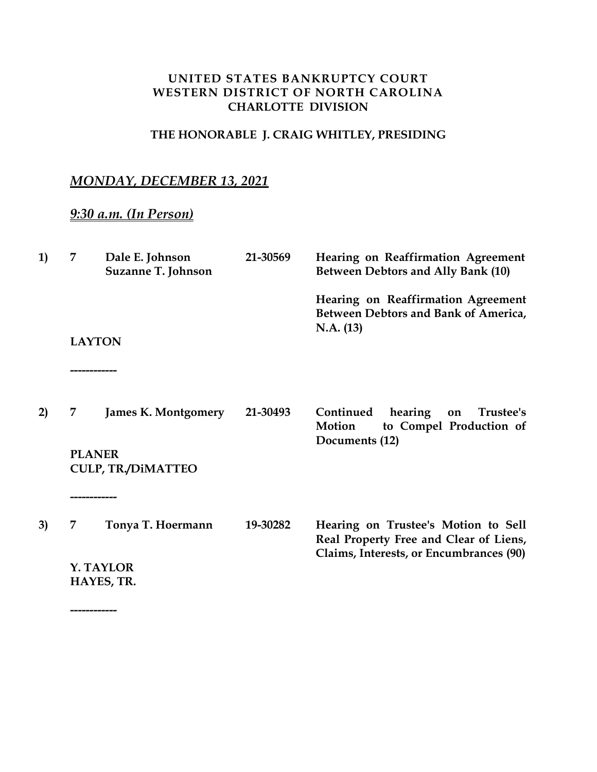**UNITED STATES BANKRUPTCY COURT**
**WESTERN DISTRICT OF NORTH CAROLINA**
**CHARLOTTE DIVISION**

**THE HONORABLE J. CRAIG WHITLEY, PRESIDING**

***MONDAY, DECEMBER 13, 2021***

***9:30 a.m. (In Person)***

| | | | | |
|---|---|---|---|---|
| **1)** | **7** | **Dale E. Johnson**<br>**Suzanne T. Johnson** | **21-30569** | **Hearing on Reaffirmation Agreement Between Debtors and Ally Bank (10)**<br><br>**Hearing on Reaffirmation Agreement Between Debtors and Bank of America, N.A. (13)** |
| | **LAYTON** | | | |

------------

| | | | | |
|---|---|---|---|---|
| **2)** | **7** | **James K. Montgomery** | **21-30493** | **Continued hearing on Trustee's Motion to Compel Production of Documents (12)** |
| | **PLANER**<br>**CULP, TR./DiMATTEO** | | | |

------------

| | | | | |
|---|---|---|---|---|
| **3)** | **7** | **Tonya T. Hoermann** | **19-30282** | **Hearing on Trustee's Motion to Sell Real Property Free and Clear of Liens, Claims, Interests, or Encumbrances (90)** |
| | **Y. TAYLOR**<br>**HAYES, TR.** | | | |

------------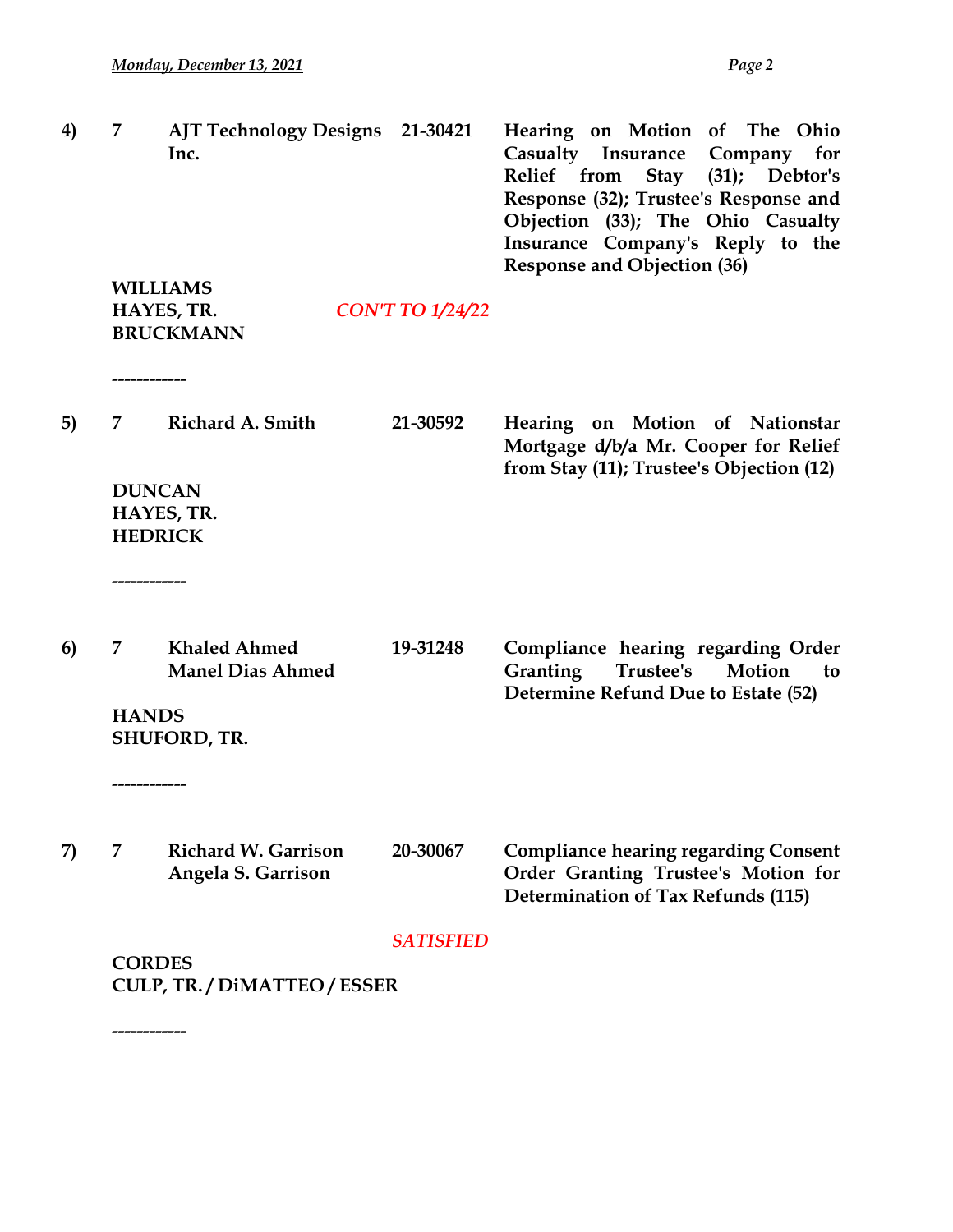**4)** **7** **AJT Technology Designs Inc.** **21-30421** **Hearing on Motion of The Ohio Casualty Insurance Company for Relief from Stay (31); Debtor's Response (32); Trustee's Response and Objection (33); The Ohio Casualty Insurance Company's Reply to the Response and Objection (36)**

**WILLIAMS**
**HAYES, TR.** *CON'T TO 1/24/22*
**BRUCKMANN**

------------

**5)** **7** **Richard A. Smith** **21-30592** **Hearing on Motion of Nationstar Mortgage d/b/a Mr. Cooper for Relief from Stay (11); Trustee's Objection (12)**

**DUNCAN**
**HAYES, TR.**
**HEDRICK**

------------

**6)** **7** **Khaled Ahmed**
**Manel Dias Ahmed** **19-31248** **Compliance hearing regarding Order Granting Trustee's Motion to Determine Refund Due to Estate (52)**

**HANDS**
**SHUFORD, TR.**

------------

**7)** **7** **Richard W. Garrison**
**Angela S. Garrison** **20-30067** **Compliance hearing regarding Consent Order Granting Trustee's Motion for Determination of Tax Refunds (115)**

*SATISFIED*

**CORDES**
**CULP, TR. / DiMATTEO / ESSER**

------------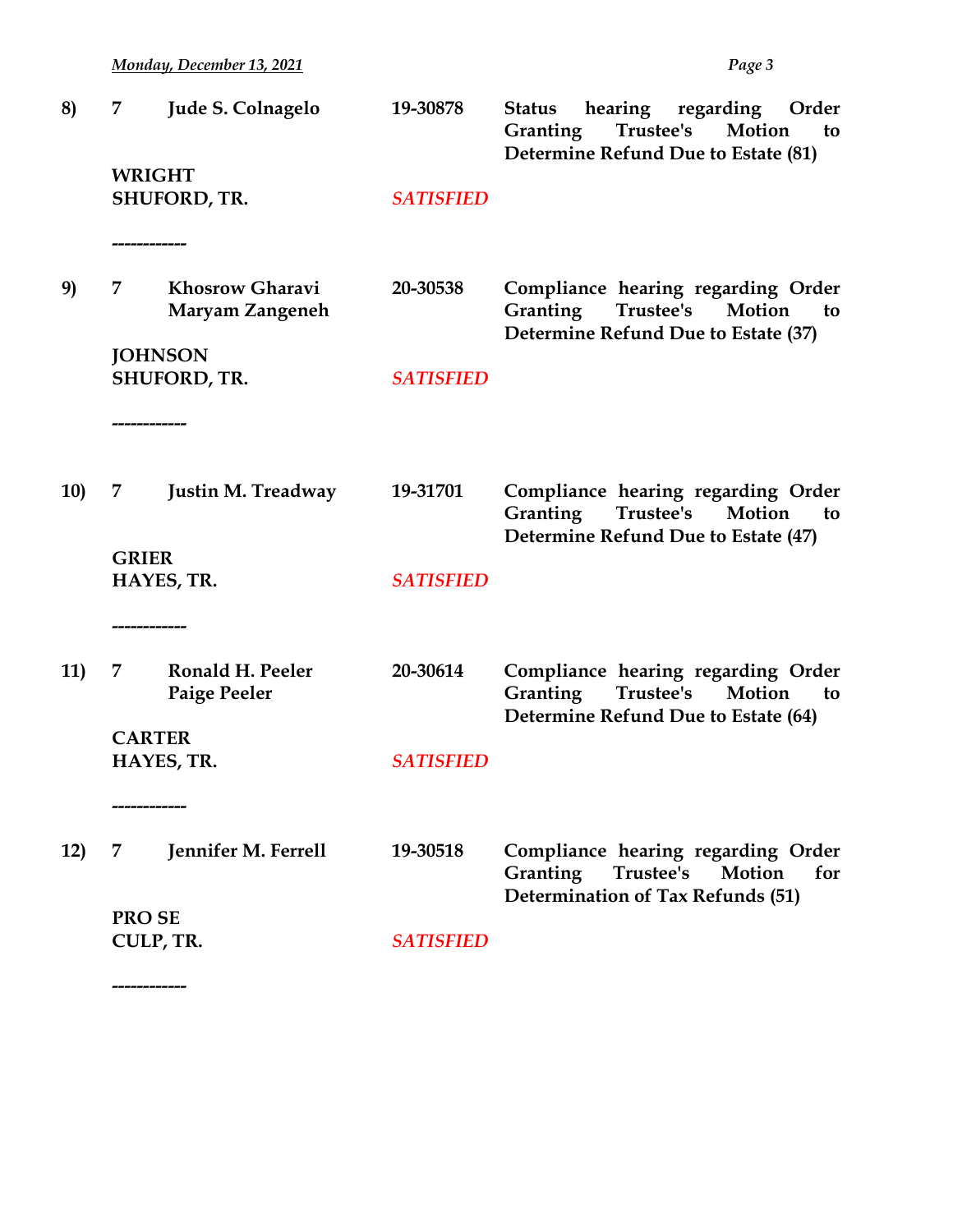**8)** **7** **Jude S. Colnagelo** **19-30878** **Status hearing regarding Order Granting Trustee's Motion to Determine Refund Due to Estate (81)**

**WRIGHT**
**SHUFORD, TR.** ***SATISFIED***

------------

**9)** **7** **Khosrow Gharavi** **20-30538** **Compliance hearing regarding Order Granting Trustee's Motion to Determine Refund Due to Estate (37)**
**Maryam Zangeneh**

**JOHNSON**
**SHUFORD, TR.** ***SATISFIED***

------------

**10)** **7** **Justin M. Treadway** **19-31701** **Compliance hearing regarding Order Granting Trustee's Motion to Determine Refund Due to Estate (47)**

**GRIER**
**HAYES, TR.** ***SATISFIED***

------------

**11)** **7** **Ronald H. Peeler** **20-30614** **Compliance hearing regarding Order Granting Trustee's Motion to Determine Refund Due to Estate (64)**
**Paige Peeler**

**CARTER**
**HAYES, TR.** ***SATISFIED***

------------

**12)** **7** **Jennifer M. Ferrell** **19-30518** **Compliance hearing regarding Order Granting Trustee's Motion for Determination of Tax Refunds (51)**

**PRO SE**
**CULP, TR.** ***SATISFIED***

------------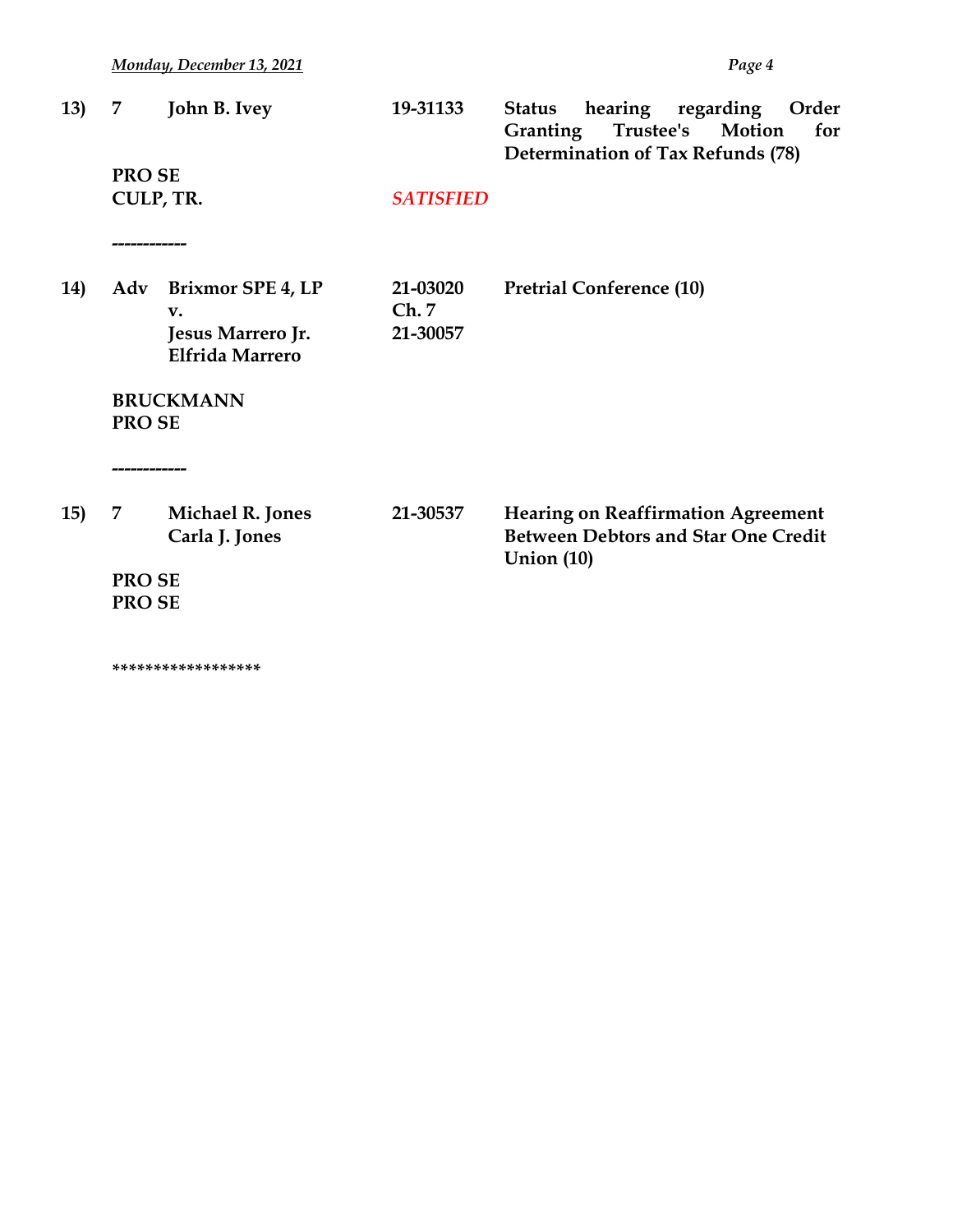**13)** **7** **John B. Ivey** **19-31133** **Status hearing regarding Order Granting Trustee's Motion for Determination of Tax Refunds (78)**

**PRO SE**
**CULP, TR.**

*SATISFIED*

------------

**14)** **Adv** **Brixmor SPE 4, LP v. Jesus Marrero Jr. Elfrida Marrero** **21-03020 Ch. 7 21-30057** **Pretrial Conference (10)**

**BRUCKMANN**
**PRO SE**

------------

**15)** **7** **Michael R. Jones Carla J. Jones** **21-30537** **Hearing on Reaffirmation Agreement Between Debtors and Star One Credit Union (10)**

**PRO SE**
**PRO SE**

*****************